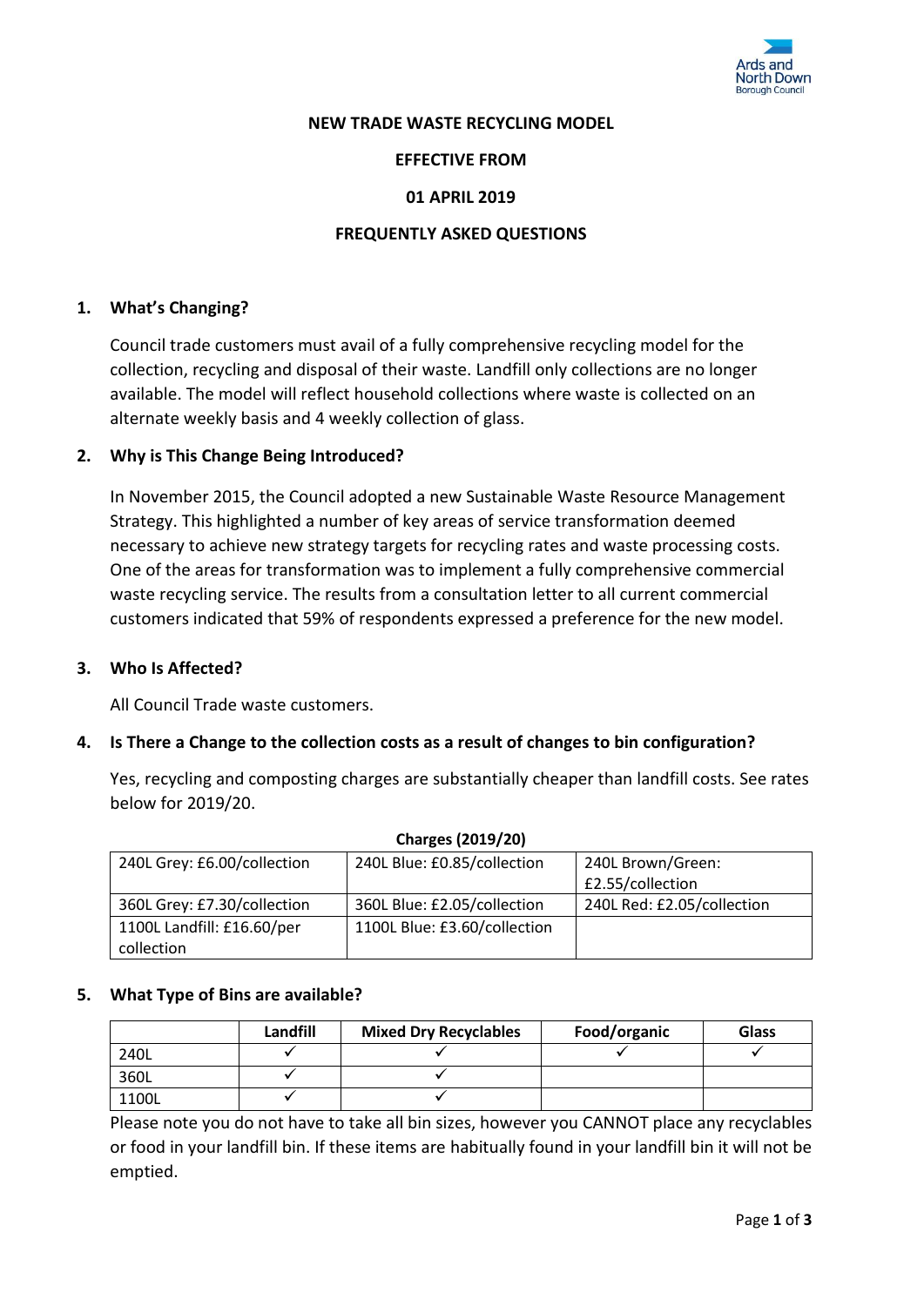**NEW TRADE WASTE RECYCLING MODEL**

**EFFECTIVE FROM**

**01 APRIL 2019**

**FREQUENTLY ASKED QUESTIONS**

## 1. What's Changing?

Council trade customers must avail of a fully comprehensive recycling model for the collection, recycling and disposal of their waste. Landfill only collections are no longer available. The model will reflect household collections where waste is collected on an alternate weekly basis and 4 weekly collection of glass.

## 2. Why is This Change Being Introduced?

In November 2015, the Council adopted a new Sustainable Waste Resource Management Strategy. This highlighted a number of key areas of service transformation deemed necessary to achieve new strategy targets for recycling rates and waste processing costs. One of the areas for transformation was to implement a fully comprehensive commercial waste recycling service. The results from a consultation letter to all current commercial customers indicated that 59% of respondents expressed a preference for the new model.

## 3. Who Is Affected?

All Council Trade waste customers.

## 4. Is There a Change to the collection costs as a result of changes to bin configuration?

Yes, recycling and composting charges are substantially cheaper than landfill costs. See rates below for 2019/20.

**Charges (2019/20)**

| | | |
|---|---|---|
| 240L Grey: £6.00/collection | 240L Blue: £0.85/collection | 240L Brown/Green: £2.55/collection |
| 360L Grey: £7.30/collection | 360L Blue: £2.05/collection | 240L Red: £2.05/collection |
| 1100L Landfill: £16.60/per collection | 1100L Blue: £3.60/collection | |

## 5. What Type of Bins are available?

| | Landfill | Mixed Dry Recyclables | Food/organic | Glass |
|---|---|---|---|---|
| 240L | ✓ | ✓ | ✓ | ✓ |
| 360L | ✓ | ✓ | | |
| 1100L | ✓ | ✓ | | |

Please note you do not have to take all bin sizes, however you CANNOT place any recyclables or food in your landfill bin. If these items are habitually found in your landfill bin it will not be emptied.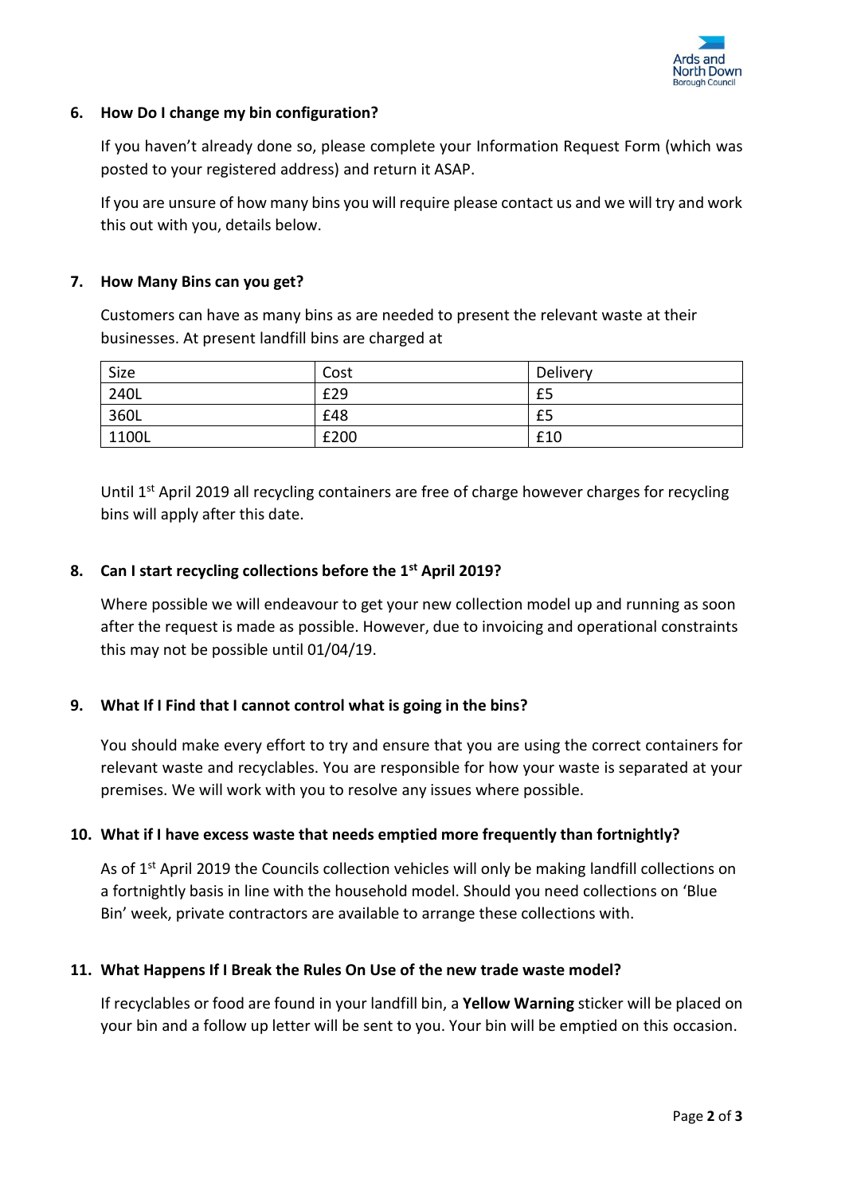### 6. How Do I change my bin configuration?

If you haven't already done so, please complete your Information Request Form (which was posted to your registered address) and return it ASAP.

If you are unsure of how many bins you will require please contact us and we will try and work this out with you, details below.

### 7. How Many Bins can you get?

Customers can have as many bins as are needed to present the relevant waste at their businesses. At present landfill bins are charged at

| Size | Cost | Delivery |
|---|---|---|
| 240L | £29 | £5 |
| 360L | £48 | £5 |
| 1100L | £200 | £10 |

Until 1st April 2019 all recycling containers are free of charge however charges for recycling bins will apply after this date.

### 8. Can I start recycling collections before the 1st April 2019?

Where possible we will endeavour to get your new collection model up and running as soon after the request is made as possible. However, due to invoicing and operational constraints this may not be possible until 01/04/19.

### 9. What If I Find that I cannot control what is going in the bins?

You should make every effort to try and ensure that you are using the correct containers for relevant waste and recyclables. You are responsible for how your waste is separated at your premises. We will work with you to resolve any issues where possible.

### 10. What if I have excess waste that needs emptied more frequently than fortnightly?

As of 1st April 2019 the Councils collection vehicles will only be making landfill collections on a fortnightly basis in line with the household model. Should you need collections on 'Blue Bin' week, private contractors are available to arrange these collections with.

### 11. What Happens If I Break the Rules On Use of the new trade waste model?

If recyclables or food are found in your landfill bin, a **Yellow Warning** sticker will be placed on your bin and a follow up letter will be sent to you. Your bin will be emptied on this occasion.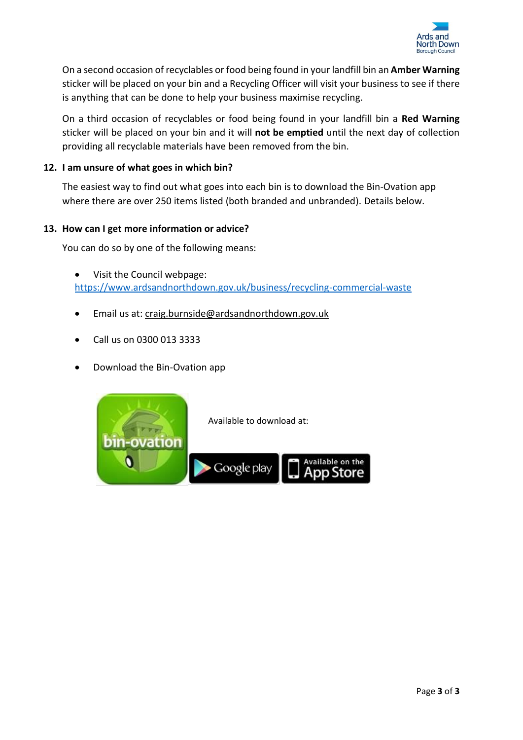On a second occasion of recyclables or food being found in your landfill bin an **Amber Warning** sticker will be placed on your bin and a Recycling Officer will visit your business to see if there is anything that can be done to help your business maximise recycling.

On a third occasion of recyclables or food being found in your landfill bin a **Red Warning** sticker will be placed on your bin and it will **not be emptied** until the next day of collection providing all recyclable materials have been removed from the bin.

**12. I am unsure of what goes in which bin?**

The easiest way to find out what goes into each bin is to download the Bin-Ovation app where there are over 250 items listed (both branded and unbranded). Details below.

**13. How can I get more information or advice?**

You can do so by one of the following means:

- Visit the Council webpage: https://www.ardsandnorthdown.gov.uk/business/recycling-commercial-waste
- Email us at: craig.burnside@ardsandnorthdown.gov.uk
- Call us on 0300 013 3333
- Download the Bin-Ovation app

Available to download at: